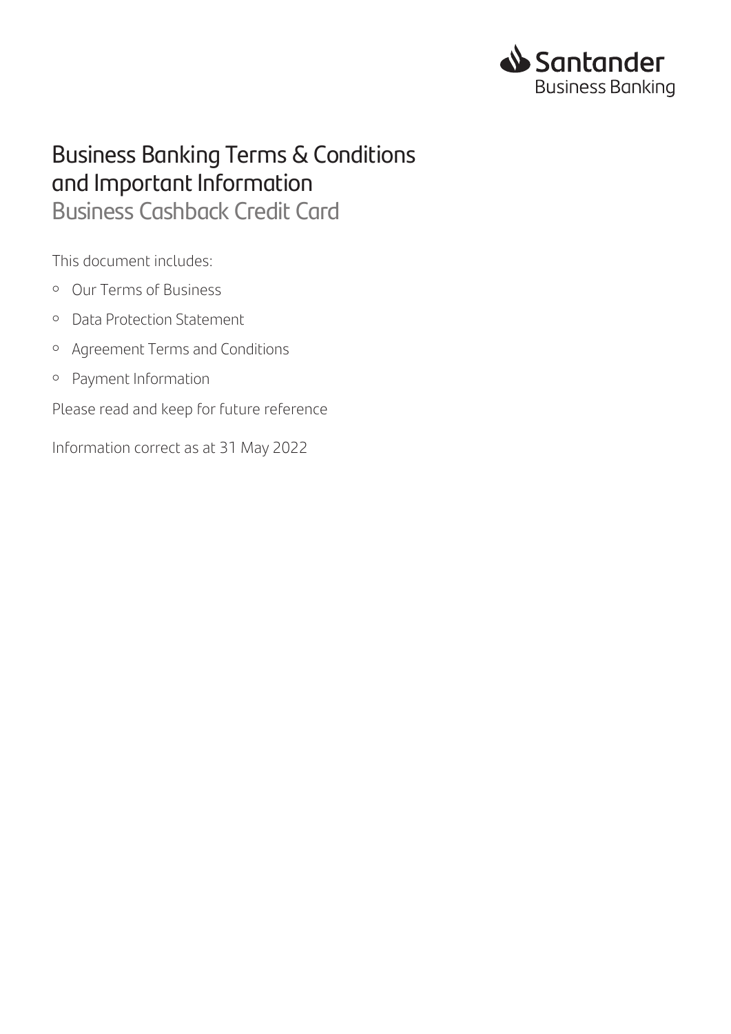Santander Business Banking

# Business Banking Terms & Conditions and Important Information

## Business Cashback Credit Card

This document includes:

- Our Terms of Business
- Data Protection Statement
- Agreement Terms and Conditions
- Payment Information

Please read and keep for future reference

Information correct as at 31 May 2022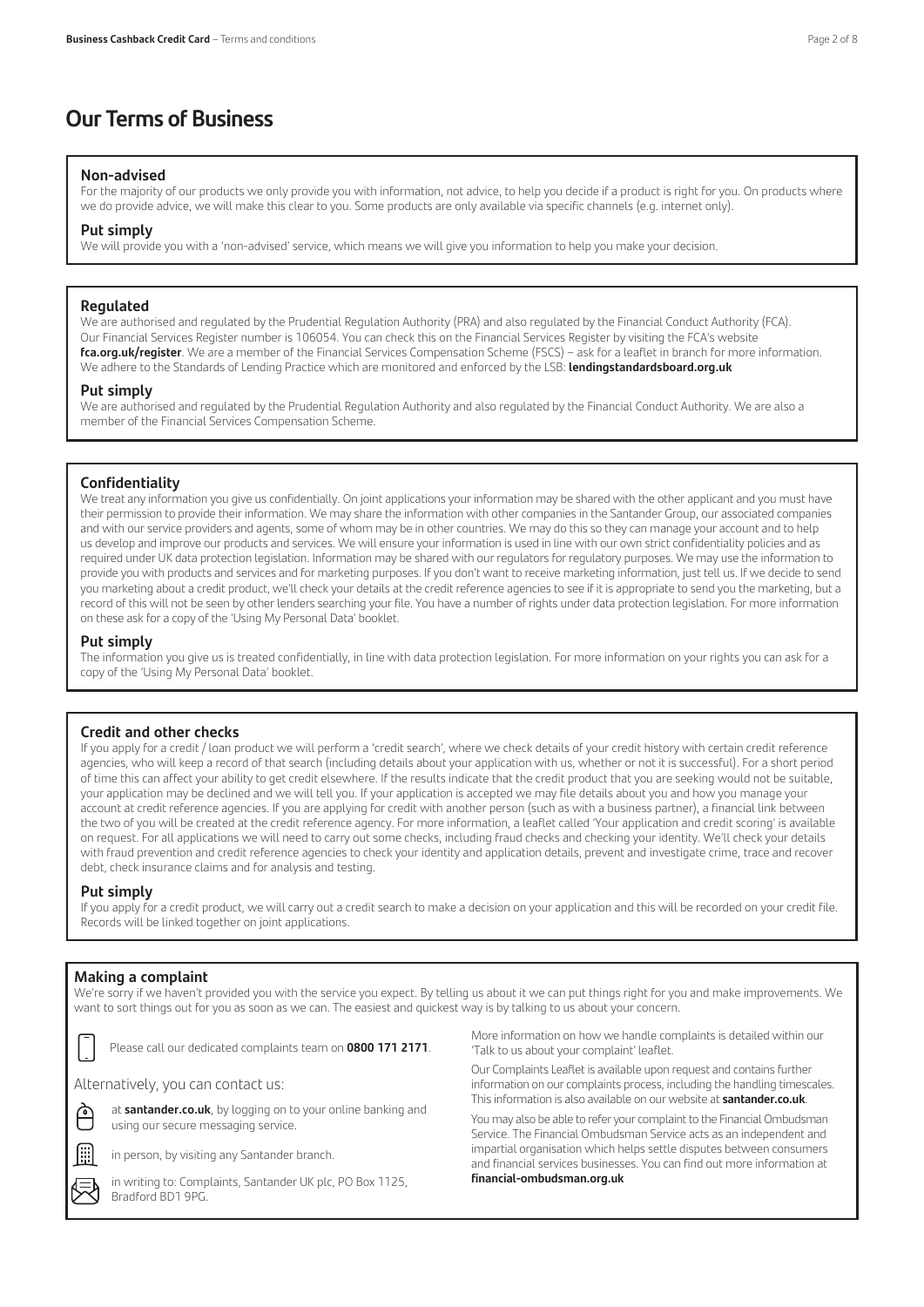# Our Terms of Business

### Non-advised

For the majority of our products we only provide you with information, not advice, to help you decide if a product is right for you. On products where we do provide advice, we will make this clear to you. Some products are only available via specific channels (e.g. internet only).

### Put simply

We will provide you with a 'non-advised' service, which means we will give you information to help you make your decision.

### Regulated

We are authorised and regulated by the Prudential Regulation Authority (PRA) and also regulated by the Financial Conduct Authority (FCA). Our Financial Services Register number is 106054. You can check this on the Financial Services Register by visiting the FCA's website **fca.org.uk/register**. We are a member of the Financial Services Compensation Scheme (FSCS) – ask for a leaflet in branch for more information. We adhere to the Standards of Lending Practice which are monitored and enforced by the LSB: **lendingstandardsboard.org.uk**

### Put simply

We are authorised and regulated by the Prudential Regulation Authority and also regulated by the Financial Conduct Authority. We are also a member of the Financial Services Compensation Scheme.

### Confidentiality

We treat any information you give us confidentially. On joint applications your information may be shared with the other applicant and you must have their permission to provide their information. We may share the information with other companies in the Santander Group, our associated companies and with our service providers and agents, some of whom may be in other countries. We may do this so they can manage your account and to help us develop and improve our products and services. We will ensure your information is used in line with our own strict confidentiality policies and as required under UK data protection legislation. Information may be shared with our regulators for regulatory purposes. We may use the information to provide you with products and services and for marketing purposes. If you don't want to receive marketing information, just tell us. If we decide to send you marketing about a credit product, we'll check your details at the credit reference agencies to see if it is appropriate to send you the marketing, but a record of this will not be seen by other lenders searching your file. You have a number of rights under data protection legislation. For more information on these ask for a copy of the 'Using My Personal Data' booklet.

### Put simply

The information you give us is treated confidentially, in line with data protection legislation. For more information on your rights you can ask for a copy of the 'Using My Personal Data' booklet.

### Credit and other checks

If you apply for a credit / loan product we will perform a 'credit search', where we check details of your credit history with certain credit reference agencies, who will keep a record of that search (including details about your application with us, whether or not it is successful). For a short period of time this can affect your ability to get credit elsewhere. If the results indicate that the credit product that you are seeking would not be suitable, your application may be declined and we will tell you. If your application is accepted we may file details about you and how you manage your account at credit reference agencies. If you are applying for credit with another person (such as with a business partner), a financial link between the two of you will be created at the credit reference agency. For more information, a leaflet called 'Your application and credit scoring' is available on request. For all applications we will need to carry out some checks, including fraud checks and checking your identity. We'll check your details with fraud prevention and credit reference agencies to check your identity and application details, prevent and investigate crime, trace and recover debt, check insurance claims and for analysis and testing.

### Put simply

If you apply for a credit product, we will carry out a credit search to make a decision on your application and this will be recorded on your credit file. Records will be linked together on joint applications.

### Making a complaint

We're sorry if we haven't provided you with the service you expect. By telling us about it we can put things right for you and make improvements. We want to sort things out for you as soon as we can. The easiest and quickest way is by talking to us about your concern.

Please call our dedicated complaints team on **0800 171 2171**.

Alternatively, you can contact us:

- at **santander.co.uk**, by logging on to your online banking and using our secure messaging service.
- in person, by visiting any Santander branch.
- in writing to: Complaints, Santander UK plc, PO Box 1125, Bradford BD1 9PG.

More information on how we handle complaints is detailed within our 'Talk to us about your complaint' leaflet.

Our Complaints Leaflet is available upon request and contains further information on our complaints process, including the handling timescales. This information is also available on our website at **santander.co.uk**.

You may also be able to refer your complaint to the Financial Ombudsman Service. The Financial Ombudsman Service acts as an independent and impartial organisation which helps settle disputes between consumers and financial services businesses. You can find out more information at **financial-ombudsman.org.uk**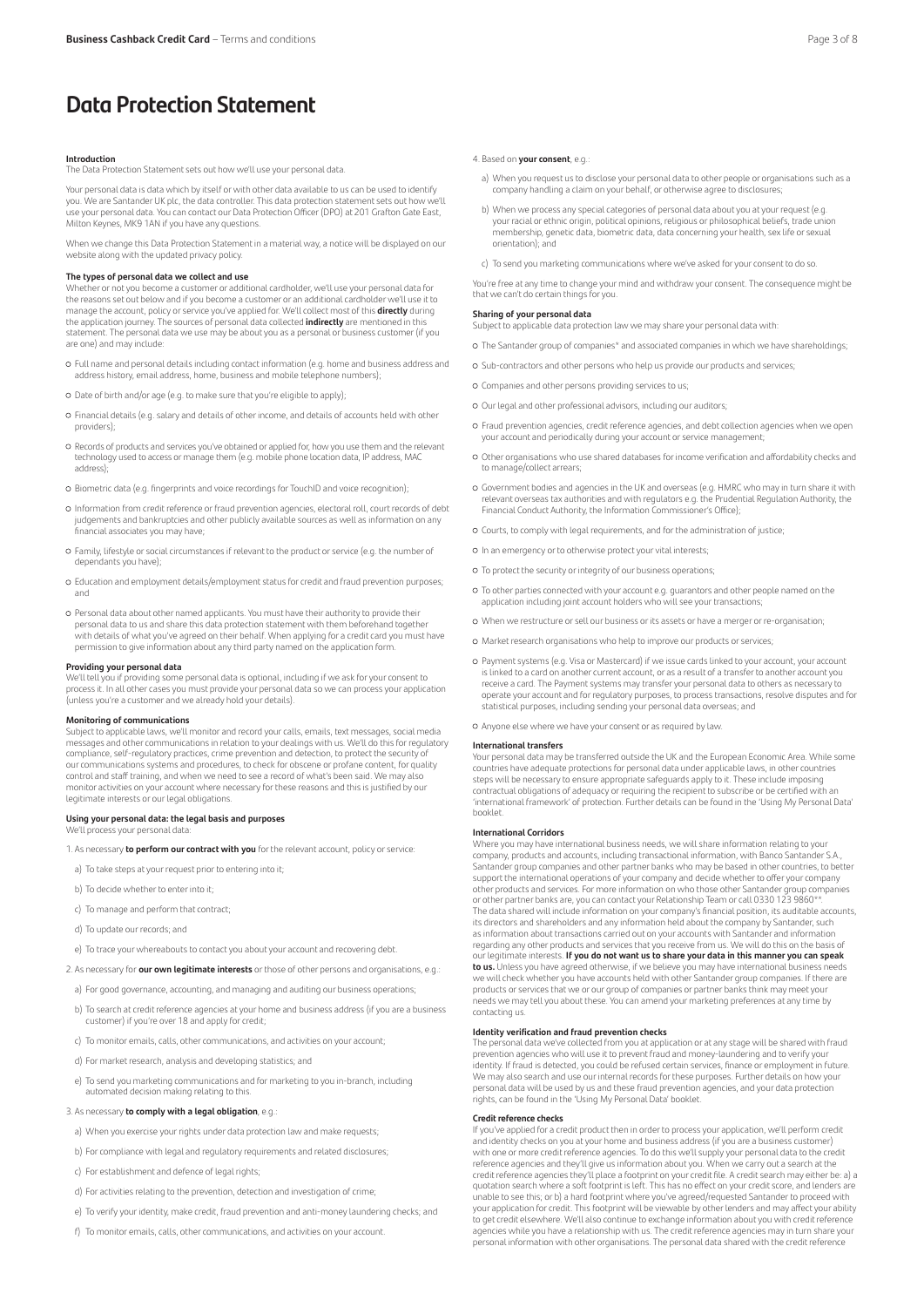# Data Protection Statement

**Introduction**

The Data Protection Statement sets out how we'll use your personal data.

Your personal data is data which by itself or with other data available to us can be used to identify you. We are Santander UK plc, the data controller. This data protection statement sets out how we'll use your personal data. You can contact our Data Protection Officer (DPO) at 201 Grafton Gate East, Milton Keynes, MK9 1AN if you have any questions.

When we change this Data Protection Statement in a material way, a notice will be displayed on our website along with the updated privacy policy.

**The types of personal data we collect and use**

Whether or not you become a customer or additional cardholder, we'll use your personal data for the reasons set out below and if you become a customer or an additional cardholder we'll use it to manage the account, policy or service you've applied for. We'll collect most of this **directly** during the application journey. The sources of personal data collected **indirectly** are mentioned in this statement. The personal data we use may be about you as a personal or business customer (if you are one) and may include:

- Full name and personal details including contact information (e.g. home and business address and address history, email address, home, business and mobile telephone numbers);
- Date of birth and/or age (e.g. to make sure that you're eligible to apply);
- Financial details (e.g. salary and details of other income, and details of accounts held with other providers);
- Records of products and services you've obtained or applied for, how you use them and the relevant technology used to access or manage them (e.g. mobile phone location data, IP address, MAC address);
- Biometric data (e.g. fingerprints and voice recordings for TouchID and voice recognition);
- Information from credit reference or fraud prevention agencies, electoral roll, court records of debt judgements and bankruptcies and other publicly available sources as well as information on any financial associates you may have;
- Family, lifestyle or social circumstances if relevant to the product or service (e.g. the number of dependants you have);
- Education and employment details/employment status for credit and fraud prevention purposes; and
- Personal data about other named applicants. You must have their authority to provide their personal data to us and share this data protection statement with them beforehand together with details of what you've agreed on their behalf. When applying for a credit card you must have permission to give information about any third party named on the application form.

**Providing your personal data**

We'll tell you if providing some personal data is optional, including if we ask for your consent to process it. In all other cases you must provide your personal data so we can process your application (unless you're a customer and we already hold your details).

**Monitoring of communications**

Subject to applicable laws, we'll monitor and record your calls, emails, text messages, social media messages and other communications in relation to your dealings with us. We'll do this for regulatory compliance, self-regulatory practices, crime prevention and detection, to protect the security of our communications systems and procedures, to check for obscene or profane content, for quality control and staff training, and when we need to see a record of what's been said. We may also monitor activities on your account where necessary for these reasons and this is justified by our legitimate interests or our legal obligations.

**Using your personal data: the legal basis and purposes**

We'll process your personal data:

1. As necessary **to perform our contract with you** for the relevant account, policy or service:
   - a) To take steps at your request prior to entering into it;
   - b) To decide whether to enter into it;
   - c) To manage and perform that contract;
   - d) To update our records; and
   - e) To trace your whereabouts to contact you about your account and recovering debt.
2. As necessary for **our own legitimate interests** or those of other persons and organisations, e.g.:
   - a) For good governance, accounting, and managing and auditing our business operations;
   - b) To search at credit reference agencies at your home and business address (if you are a business customer) if you're over 18 and apply for credit;
   - c) To monitor emails, calls, other communications, and activities on your account;
   - d) For market research, analysis and developing statistics; and
   - e) To send you marketing communications and for marketing to you in-branch, including automated decision making relating to this.
3. As necessary **to comply with a legal obligation**, e.g.:
   - a) When you exercise your rights under data protection law and make requests;
   - b) For compliance with legal and regulatory requirements and related disclosures;
   - c) For establishment and defence of legal rights;
   - d) For activities relating to the prevention, detection and investigation of crime;
   - e) To verify your identity, make credit, fraud prevention and anti-money laundering checks; and
   - f) To monitor emails, calls, other communications, and activities on your account.
4. Based on **your consent**, e.g.:
   - a) When you request us to disclose your personal data to other people or organisations such as a company handling a claim on your behalf, or otherwise agree to disclosures;
   - b) When we process any special categories of personal data about you at your request (e.g. your racial or ethnic origin, political opinions, religious or philosophical beliefs, trade union membership, genetic data, biometric data, data concerning your health, sex life or sexual orientation); and
   - c) To send you marketing communications where we've asked for your consent to do so.

You're free at any time to change your mind and withdraw your consent. The consequence might be that we can't do certain things for you.

**Sharing of your personal data**

Subject to applicable data protection law we may share your personal data with:

- The Santander group of companies* and associated companies in which we have shareholdings;
- Sub-contractors and other persons who help us provide our products and services;
- Companies and other persons providing services to us;
- Our legal and other professional advisors, including our auditors;
- Fraud prevention agencies, credit reference agencies, and debt collection agencies when we open your account and periodically during your account or service management;
- Other organisations who use shared databases for income verification and affordability checks and to manage/collect arrears;
- Government bodies and agencies in the UK and overseas (e.g. HMRC who may in turn share it with relevant overseas tax authorities and with regulators e.g. the Prudential Regulation Authority, the Financial Conduct Authority, the Information Commissioner's Office);
- Courts, to comply with legal requirements, and for the administration of justice;
- In an emergency or to otherwise protect your vital interests;
- To protect the security or integrity of our business operations;
- To other parties connected with your account e.g. guarantors and other people named on the application including joint account holders who will see your transactions;
- When we restructure or sell our business or its assets or have a merger or re-organisation;
- Market research organisations who help to improve our products or services;
- Payment systems (e.g. Visa or Mastercard) if we issue cards linked to your account, your account is linked to a card on another current account, or as a result of a transfer to another account you receive a card. The Payment systems may transfer your personal data to others as necessary to operate your account and for regulatory purposes, to process transactions, resolve disputes and for statistical purposes, including sending your personal data overseas; and
- Anyone else where we have your consent or as required by law.

**International transfers**

Your personal data may be transferred outside the UK and the European Economic Area. While some countries have adequate protections for personal data under applicable laws, in other countries steps will be necessary to ensure appropriate safeguards apply to it. These include imposing contractual obligations of adequacy or requiring the recipient to subscribe or be certified with an 'international framework' of protection. Further details can be found in the 'Using My Personal Data' booklet.

**International Corridors**

Where you may have international business needs, we will share information relating to your company, products and accounts, including transactional information, with Banco Santander S.A., Santander group companies and other partner banks who may be based in other countries, to better support the international operations of your company and decide whether to offer your company other products and services. For more information on who those other Santander group companies or other partner banks are, you can contact your Relationship Team or call 0330 123 9860**

The data shared will include information on your company's financial position, its auditable accounts, its directors and shareholders and any information held about the company by Santander, such as information about transactions carried out on your accounts with Santander and information regarding any other products and services that you receive from us. We will do this on the basis of our legitimate interests. **If you do not want us to share your data in this manner you can speak to us.** Unless you have agreed otherwise, if we believe you may have international business needs we will check whether you have accounts held with other Santander group companies. If there are products or services that we or our group of companies or partner banks think may meet your needs we may tell you about these. You can amend your marketing preferences at any time by contacting us.

**Identity verification and fraud prevention checks**

The personal data we've collected from you at application or at any stage will be shared with fraud prevention agencies who will use it to prevent fraud and money-laundering and to verify your identity. If fraud is detected, you could be refused certain services, finance or employment in future. We may also search and use our internal records for these purposes. Further details on how your personal data will be used by us and these fraud prevention agencies, and your data protection rights, can be found in the 'Using My Personal Data' booklet.

**Credit reference checks**

If you've applied for a credit product then in order to process your application, we'll perform credit and identity checks on you at your home and business address (if you are a business customer) with one or more credit reference agencies. To do this we'll supply your personal data to the credit reference agencies and they'll give us information about you. When we carry out a search at the credit reference agencies they'll place a footprint on your credit file. A credit search may either be: a) a quotation search where a soft footprint is left. This has no effect on your credit score, and lenders are unable to see this; or b) a hard footprint where you've agreed/requested Santander to proceed with your application for credit. This footprint will be viewable by other lenders and may affect your ability to get credit elsewhere. We'll also continue to exchange information about you with credit reference agencies while you have a relationship with us. The credit reference agencies may in turn share your personal information with other organisations. The personal data shared with the credit reference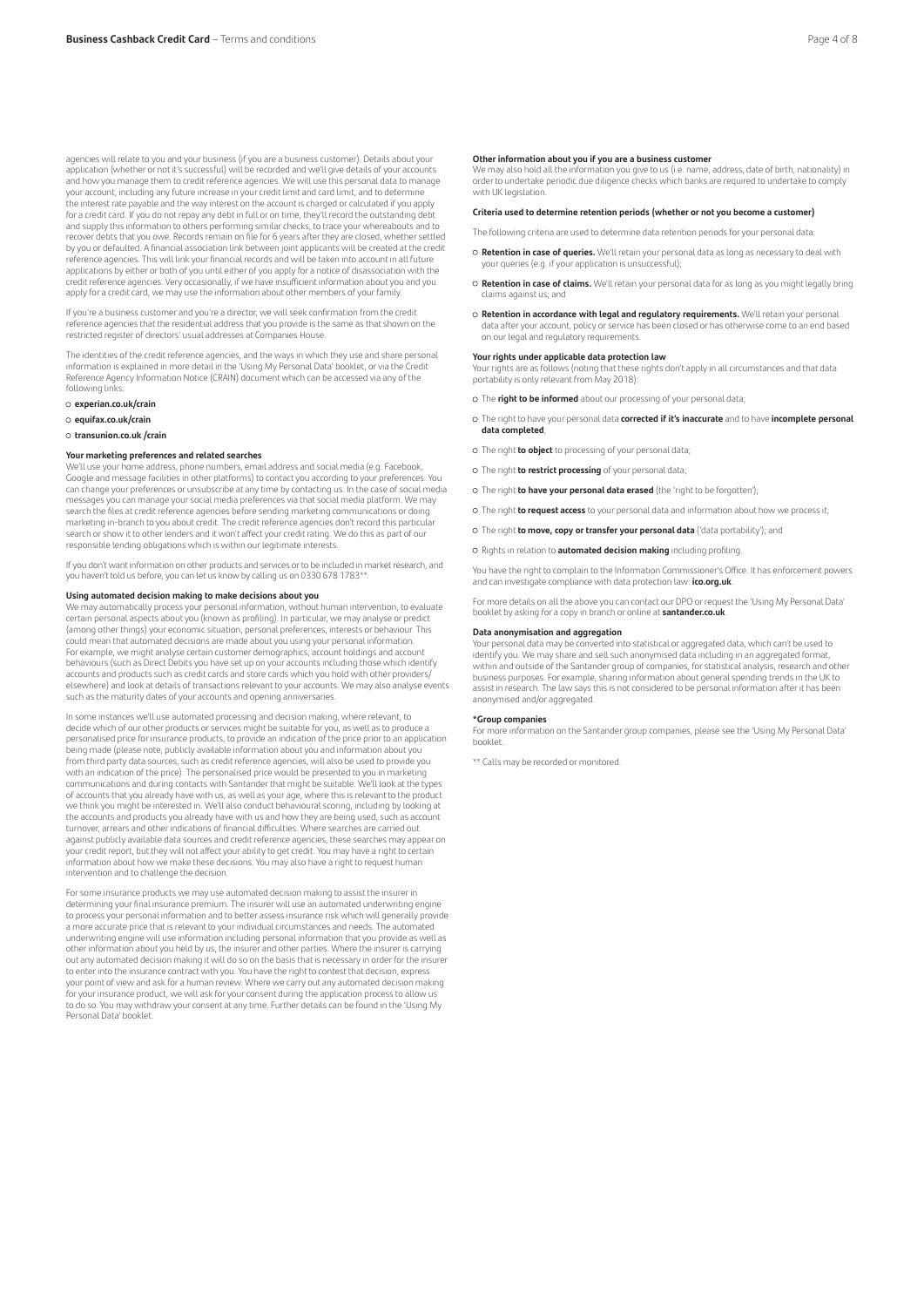agencies will relate to you and your business (if you are a business customer). Details about your application (whether or not it's successful) will be recorded and we'll give details of your accounts and how you manage them to credit reference agencies. We will use this personal data to manage your account, including any future increase in your credit limit and card limit, and to determine the interest rate payable and the way interest on the account is charged or calculated if you apply for a credit card. If you do not repay any debt in full or on time, they'll record the outstanding debt and supply this information to others performing similar checks, to trace your whereabouts and to recover debts that you owe. Records remain on file for 6 years after they are closed, whether settled by you or defaulted. A financial association link between joint applicants will be created at the credit reference agencies. This will link your financial records and will be taken into account in all future applications by either or both of you until either of you apply for a notice of disassociation with the credit reference agencies. Very occasionally, if we have insufficient information about you and you apply for a credit card, we may use the information about other members of your family.

If you're a business customer and you're a director, we will seek confirmation from the credit reference agencies that the residential address that you provide is the same as that shown on the restricted register of directors' usual addresses at Companies House.

The identities of the credit reference agencies, and the ways in which they use and share personal information is explained in more detail in the 'Using My Personal Data' booklet, or via the Credit Reference Agency Information Notice (CRAIN) document which can be accessed via any of the following links:

- **experian.co.uk/crain**
- **equifax.co.uk/crain**
- **transunion.co.uk /crain**

**Your marketing preferences and related searches**

We'll use your home address, phone numbers, email address and social media (e.g. Facebook, Google and message facilities in other platforms) to contact you according to your preferences. You can change your preferences or unsubscribe at any time by contacting us. In the case of social media messages you can manage your social media preferences via that social media platform. We may search the files at credit reference agencies before sending marketing communications or doing marketing in-branch to you about credit. The credit reference agencies don't record this particular search or show it to other lenders and it won't affect your credit rating. We do this as part of our responsible lending obligations which is within our legitimate interests.

If you don't want information on other products and services or to be included in market research, and you haven't told us before, you can let us know by calling us on 0330 678 1783**.

**Using automated decision making to make decisions about you**

We may automatically process your personal information, without human intervention, to evaluate certain personal aspects about you (known as profiling). In particular, we may analyse or predict (among other things) your economic situation, personal preferences, interests or behaviour. This could mean that automated decisions are made about you using your personal information. For example, we might analyse certain customer demographics, account holdings and account behaviours (such as Direct Debits you have set up on your accounts including those which identify accounts and products such as credit cards and store cards which you hold with other providers/elsewhere) and look at details of transactions relevant to your accounts. We may also analyse events such as the maturity dates of your accounts and opening anniversaries.

In some instances we'll use automated processing and decision making, where relevant, to decide which of our other products or services might be suitable for you, as well as to produce a personalised price for insurance products, to provide an indication of the price prior to an application being made (please note, publicly available information about you and information about you from third party data sources, such as credit reference agencies, will also be used to provide you with an indication of the price). The personalised price would be presented to you in marketing communications and during contacts with Santander that might be suitable. We'll look at the types of accounts that you already have with us, as well as your age, where this is relevant to the product we think you might be interested in. We'll also conduct behavioural scoring, including by looking at the accounts and products you already have with us and how they are being used, such as account turnover, arrears and other indications of financial difficulties. Where searches are carried out against publicly available data sources and credit reference agencies, these searches may appear on your credit report, but they will not affect your ability to get credit. You may have a right to certain information about how we make these decisions. You may also have a right to request human intervention and to challenge the decision.

For some insurance products we may use automated decision making to assist the insurer in determining your final insurance premium. The insurer will use an automated underwriting engine to process your personal information and to better assess insurance risk which will generally provide a more accurate price that is relevant to your individual circumstances and needs. The automated underwriting engine will use information including personal information that you provide as well as other information about you held by us, the insurer and other parties. Where the insurer is carrying out any automated decision making it will do so on the basis that is necessary in order for the insurer to enter into the insurance contract with you. You have the right to contest that decision, express your point of view and ask for a human review. Where we carry out any automated decision making for your insurance product, we will ask for your consent during the application process to allow us to do so. You may withdraw your consent at any time. Further details can be found in the 'Using My Personal Data' booklet.

**Other information about you if you are a business customer**

We may also hold all the information you give to us (i.e. name, address, date of birth, nationality) in order to undertake periodic due diligence checks which banks are required to undertake to comply with UK legislation.

**Criteria used to determine retention periods (whether or not you become a customer)**

The following criteria are used to determine data retention periods for your personal data:

- **Retention in case of queries.** We'll retain your personal data as long as necessary to deal with your queries (e.g. if your application is unsuccessful);
- **Retention in case of claims.** We'll retain your personal data for as long as you might legally bring claims against us; and
- **Retention in accordance with legal and regulatory requirements.** We'll retain your personal data after your account, policy or service has been closed or has otherwise come to an end based on our legal and regulatory requirements.

**Your rights under applicable data protection law**

Your rights are as follows (noting that these rights don't apply in all circumstances and that data portability is only relevant from May 2018):

- The **right to be informed** about our processing of your personal data;
- The right to have your personal data **corrected if it's inaccurate** and to have **incomplete personal data completed**;
- The right **to object** to processing of your personal data;
- The right **to restrict processing** of your personal data;
- The right **to have your personal data erased** (the 'right to be forgotten');
- The right **to request access** to your personal data and information about how we process it;
- The right **to move, copy or transfer your personal data** ('data portability'); and
- Rights in relation to **automated decision making** including profiling.

You have the right to complain to the Information Commissioner's Office. It has enforcement powers and can investigate compliance with data protection law: **ico.org.uk**.

For more details on all the above you can contact our DPO or request the 'Using My Personal Data' booklet by asking for a copy in branch or online at **santander.co.uk**.

**Data anonymisation and aggregation**

Your personal data may be converted into statistical or aggregated data, which can't be used to identify you. We may share and sell such anonymised data including in an aggregated format, within and outside of the Santander group of companies, for statistical analysis, research and other business purposes. For example, sharing information about general spending trends in the UK to assist in research. The law says this is not considered to be personal information after it has been anonymised and/or aggregated.

**\*Group companies**

For more information on the Santander group companies, please see the 'Using My Personal Data' booklet.

** Calls may be recorded or monitored.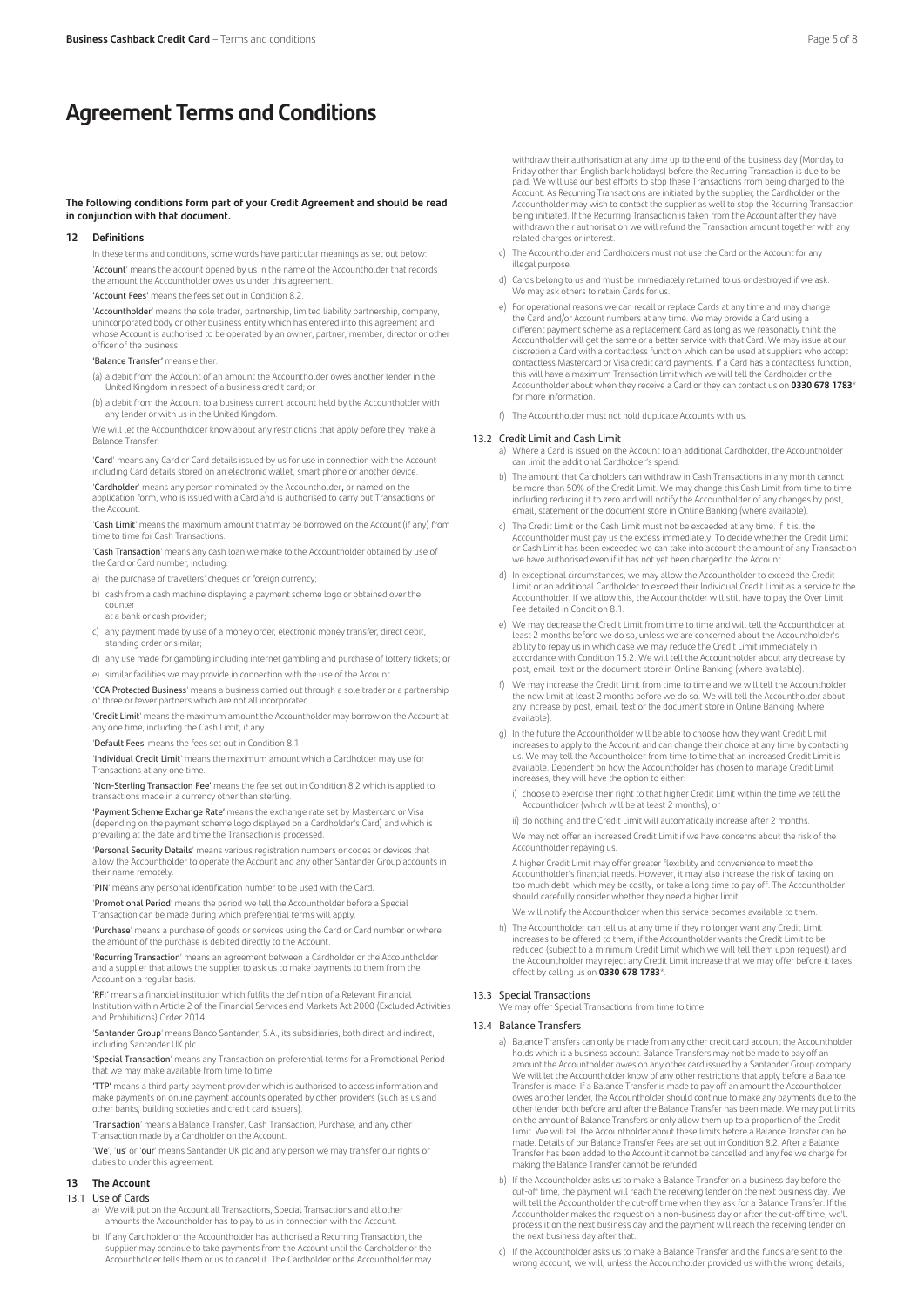# Agreement Terms and Conditions

**The following conditions form part of your Credit Agreement and should be read in conjunction with that document.**

## 12 Definitions

In these terms and conditions, some words have particular meanings as set out below:

'**Account**' means the account opened by us in the name of the Accountholder that records the amount the Accountholder owes us under this agreement.

'**Account Fees**' means the fees set out in Condition 8.2.

'**Accountholder**' means the sole trader, partnership, limited liability partnership, company, unincorporated body or other business entity which has entered into this agreement and whose Account is authorised to be operated by an owner, partner, member, director or other officer of the business.

'**Balance Transfer**' means either:

(a) a debit from the Account of an amount the Accountholder owes another lender in the United Kingdom in respect of a business credit card; or

(b) a debit from the Account to a business current account held by the Accountholder with any lender or with us in the United Kingdom.

We will let the Accountholder know about any restrictions that apply before they make a Balance Transfer.

'**Card**' means any Card or Card details issued by us for use in connection with the Account including Card details stored on an electronic wallet, smart phone or another device.

'**Cardholder**' means any person nominated by the Accountholder, or named on the application form, who is issued with a Card and is authorised to carry out Transactions on the Account.

'**Cash Limit**' means the maximum amount that may be borrowed on the Account (if any) from time to time for Cash Transactions.

'**Cash Transaction**' means any cash loan we make to the Accountholder obtained by use of the Card or Card number, including:

a) the purchase of travellers' cheques or foreign currency;

b) cash from a cash machine displaying a payment scheme logo or obtained over the counter at a bank or cash provider;

c) any payment made by use of a money order, electronic money transfer, direct debit, standing order or similar;

d) any use made for gambling including internet gambling and purchase of lottery tickets; or

e) similar facilities we may provide in connection with the use of the Account.

'**CCA Protected Business**' means a business carried out through a sole trader or a partnership of three or fewer partners which are not all incorporated.

'**Credit Limit**' means the maximum amount the Accountholder may borrow on the Account at any one time, including the Cash Limit, if any.

'**Default Fees**' means the fees set out in Condition 8.1.

'**Individual Credit Limit**' means the maximum amount which a Cardholder may use for Transactions at any one time.

'**Non-Sterling Transaction Fee**' means the fee set out in Condition 8.2 which is applied to transactions made in a currency other than sterling.

'**Payment Scheme Exchange Rate**' means the exchange rate set by Mastercard or Visa (depending on the payment scheme logo displayed on a Cardholder's Card) and which is prevailing at the date and time the Transaction is processed.

'**Personal Security Details**' means various registration numbers or codes or devices that allow the Accountholder to operate the Account and any other Santander Group accounts in their name remotely.

'**PIN**' means any personal identification number to be used with the Card.

'**Promotional Period**' means the period we tell the Accountholder before a Special Transaction can be made during which preferential terms will apply.

'**Purchase**' means a purchase of goods or services using the Card or Card number or where the amount of the purchase is debited directly to the Account.

'**Recurring Transaction**' means an agreement between a Cardholder or the Accountholder and a supplier that allows the supplier to ask us to make payments to them from the Account on a regular basis.

'**RFI**' means a financial institution which fulfils the definition of a Relevant Financial Institution within Article 2 of the Financial Services and Markets Act 2000 (Excluded Activities and Prohibitions) Order 2014.

'**Santander Group**' means Banco Santander, S.A., its subsidiaries, both direct and indirect, including Santander UK plc.

'**Special Transaction**' means any Transaction on preferential terms for a Promotional Period that we may make available from time to time.

'**TTP**' means a third party payment provider which is authorised to access information and make payments on online payment accounts operated by other providers (such as us and other banks, building societies and credit card issuers).

'**Transaction**' means a Balance Transfer, Cash Transaction, Purchase, and any other Transaction made by a Cardholder on the Account.

'**We**', '**us**' or '**our**' means Santander UK plc and any person we may transfer our rights or duties to under this agreement.

## 13 The Account

### 13.1 Use of Cards

a) We will put on the Account all Transactions, Special Transactions and all other amounts the Accountholder has to pay to us in connection with the Account.

b) If any Cardholder or the Accountholder has authorised a Recurring Transaction, the supplier may continue to take payments from the Account until the Cardholder or the Accountholder tells them or us to cancel it. The Cardholder or the Accountholder may withdraw their authorisation at any time up to the end of the business day (Monday to Friday other than English bank holidays) before the Recurring Transaction is due to be paid. We will use our best efforts to stop these Transactions from being charged to the Account. As Recurring Transactions are initiated by the supplier, the Cardholder or the Accountholder may wish to contact the supplier as well to stop the Recurring Transaction being initiated. If the Recurring Transaction is taken from the Account after they have withdrawn their authorisation we will refund the Transaction amount together with any related charges or interest.

c) The Accountholder and Cardholders must not use the Card or the Account for any illegal purpose.

d) Cards belong to us and must be immediately returned to us or destroyed if we ask. We may ask others to retain Cards for us.

e) For operational reasons we can recall or replace Cards at any time and may change the Card and/or Account numbers at any time. We may provide a Card using a different payment scheme as a replacement Card as long as we reasonably think the Accountholder will get the same or a better service with that Card. We may issue at our discretion a Card with a contactless function which can be used at suppliers who accept contactless Mastercard or Visa credit card payments. If a Card has a contactless function, this will have a maximum Transaction limit which we will tell the Cardholder or the Accountholder about when they receive a Card or they can contact us on **0330 678 1783**\* for more information.

f) The Accountholder must not hold duplicate Accounts with us.

### 13.2 Credit Limit and Cash Limit

a) Where a Card is issued on the Account to an additional Cardholder, the Accountholder can limit the additional Cardholder's spend.

b) The amount that Cardholders can withdraw in Cash Transactions in any month cannot be more than 50% of the Credit Limit. We may change this Cash Limit from time to time including reducing it to zero and will notify the Accountholder of any changes by post, email, statement or the document store in Online Banking (where available).

c) The Credit Limit or the Cash Limit must not be exceeded at any time. If it is, the Accountholder must pay us the excess immediately. To decide whether the Credit Limit or Cash Limit has been exceeded we can take into account the amount of any Transaction we have authorised even if it has not yet been charged to the Account.

d) In exceptional circumstances, we may allow the Accountholder to exceed the Credit Limit or an additional Cardholder to exceed their Individual Credit Limit as a service to the Accountholder. If we allow this, the Accountholder will still have to pay the Over Limit Fee detailed in Condition 8.1.

e) We may decrease the Credit Limit from time to time and will tell the Accountholder at least 2 months before we do so, unless we are concerned about the Accountholder's ability to repay us in which case we may reduce the Credit Limit immediately in accordance with Condition 15.2. We will tell the Accountholder about any decrease by post, email, text or the document store in Online Banking (where available).

f) We may increase the Credit Limit from time to time and we will tell the Accountholder the new limit at least 2 months before we do so. We will tell the Accountholder about any increase by post, email, text or the document store in Online Banking (where available).

g) In the future the Accountholder will be able to choose how they want Credit Limit increases to apply to the Account and can change their choice at any time by contacting us. We may tell the Accountholder from time to time that an increased Credit Limit is available. Dependent on how the Accountholder has chosen to manage Credit Limit increases, they will have the option to either:

i) choose to exercise their right to that higher Credit Limit within the time we tell the Accountholder (which will be at least 2 months); or

ii) do nothing and the Credit Limit will automatically increase after 2 months.

We may not offer an increased Credit Limit if we have concerns about the risk of the Accountholder repaying us.

A higher Credit Limit may offer greater flexibility and convenience to meet the Accountholder's financial needs. However, it may also increase the risk of taking on too much debt, which may be costly, or take a long time to pay off. The Accountholder should carefully consider whether they need a higher limit.

We will notify the Accountholder when this service becomes available to them.

h) The Accountholder can tell us at any time if they no longer want any Credit Limit increases to be offered to them, if the Accountholder wants the Credit Limit to be reduced (subject to a minimum Credit Limit which we will tell them upon request) and the Accountholder may reject any Credit Limit increase that we may offer before it takes effect by calling us on **0330 678 1783**\*.

### 13.3 Special Transactions

We may offer Special Transactions from time to time.

### 13.4 Balance Transfers

a) Balance Transfers can only be made from any other credit card account the Accountholder holds which is a business account. Balance Transfers may not be made to pay off an amount the Accountholder owes on any other card issued by a Santander Group company. We will let the Accountholder know of any other restrictions that apply before a Balance Transfer is made. If a Balance Transfer is made to pay off an amount the Accountholder owes another lender, the Accountholder should continue to make any payments due to the other lender both before and after the Balance Transfer has been made. We may put limits on the amount of Balance Transfers or only allow them up to a proportion of the Credit Limit. We will tell the Accountholder about these limits before a Balance Transfer can be made. Details of our Balance Transfer Fees are set out in Condition 8.2. After a Balance Transfer has been added to the Account it cannot be cancelled and any fee we charge for making the Balance Transfer cannot be refunded.

b) If the Accountholder asks us to make a Balance Transfer on a business day before the cut-off time, the payment will reach the receiving lender on the next business day. We will tell the Accountholder the cut-off time when they ask for a Balance Transfer. If the Accountholder makes the request on a non-business day or after the cut-off time, we'll process it on the next business day and the payment will reach the receiving lender on the next business day after that.

c) If the Accountholder asks us to make a Balance Transfer and the funds are sent to the wrong account, we will, unless the Accountholder provided us with the wrong details,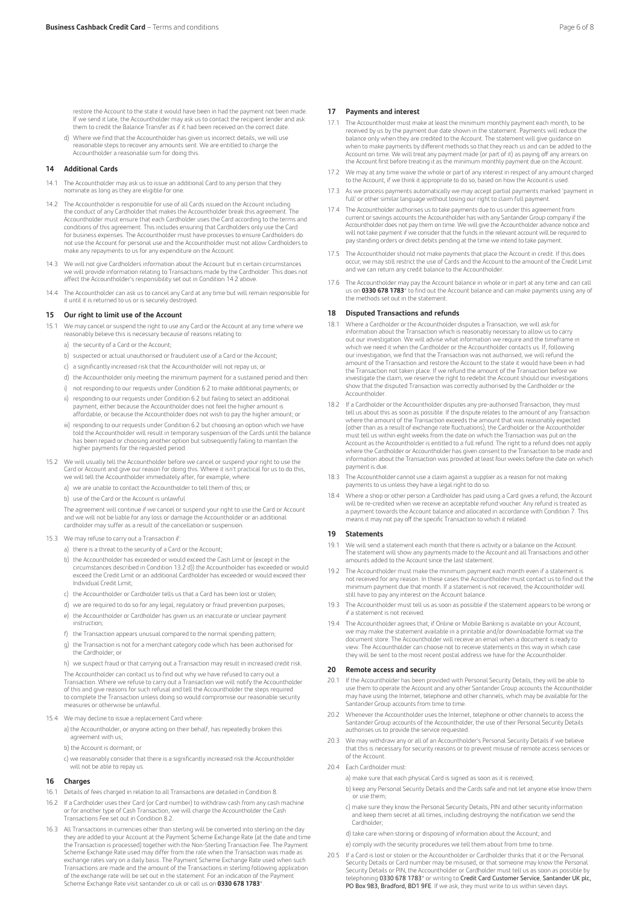restore the Account to the state it would have been in had the payment not been made. If we send it late, the Accountholder may ask us to contact the recipient lender and ask them to credit the Balance Transfer as if it had been received on the correct date.

d) Where we find that the Accountholder has given us incorrect details, we will use reasonable steps to recover any amounts sent. We are entitled to charge the Accountholder a reasonable sum for doing this.

## 14 Additional Cards

14.1 The Accountholder may ask us to issue an additional Card to any person that they nominate as long as they are eligible for one.

14.2 The Accountholder is responsible for use of all Cards issued on the Account including the conduct of any Cardholder that makes the Accountholder break this agreement. The Accountholder must ensure that each Cardholder uses the Card according to the terms and conditions of this agreement. This includes ensuring that Cardholders only use the Card for business expenses. The Accountholder must have processes to ensure Cardholders do not use the Account for personal use and the Accountholder must not allow Cardholders to make any repayments to us for any expenditure on the Account.

14.3 We will not give Cardholders information about the Account but in certain circumstances we will provide information relating to Transactions made by the Cardholder. This does not affect the Accountholder's responsibility set out in Condition 14.2 above.

14.4 The Accountholder can ask us to cancel any Card at any time but will remain responsible for it until it is returned to us or is securely destroyed.

## 15 Our right to limit use of the Account

15.1 We may cancel or suspend the right to use any Card or the Account at any time where we reasonably believe this is necessary because of reasons relating to:

a) the security of a Card or the Account;

b) suspected or actual unauthorised or fraudulent use of a Card or the Account;

c) a significantly increased risk that the Accountholder will not repay us; or

d) the Accountholder only meeting the minimum payment for a sustained period and then:

i) not responding to our requests under Condition 6.2 to make additional payments; or

ii) responding to our requests under Condition 6.2 but failing to select an additional payment, either because the Accountholder does not feel the higher amount is affordable, or because the Accountholder does not wish to pay the higher amount; or

iii) responding to our requests under Condition 6.2 but choosing an option which we have told the Accountholder will result in temporary suspension of the Cards until the balance has been repaid or choosing another option but subsequently failing to maintain the higher payments for the requested period.

15.2 We will usually tell the Accountholder before we cancel or suspend your right to use the Card or Account and give our reason for doing this. Where it isn't practical for us to do this, we will tell the Accountholder immediately after, for example, where:

a) we are unable to contact the Accountholder to tell them of this; or

b) use of the Card or the Account is unlawful

The agreement will continue if we cancel or suspend your right to use the Card or Account and we will not be liable for any loss or damage the Accountholder or an additional cardholder may suffer as a result of the cancellation or suspension.

15.3 We may refuse to carry out a Transaction if:

a) there is a threat to the security of a Card or the Account;

b) the Accountholder has exceeded or would exceed the Cash Limit or (except in the circumstances described in Condition 13.2 d)) the Accountholder has exceeded or would exceed the Credit Limit or an additional Cardholder has exceeded or would exceed their Individual Credit Limit;

c) the Accountholder or Cardholder tells us that a Card has been lost or stolen;

d) we are required to do so for any legal, regulatory or fraud prevention purposes;

e) the Accountholder or Cardholder has given us an inaccurate or unclear payment instruction;

f) the Transaction appears unusual compared to the normal spending pattern;

g) the Transaction is not for a merchant category code which has been authorised for the Cardholder; or

h) we suspect fraud or that carrying out a Transaction may result in increased credit risk.

The Accountholder can contact us to find out why we have refused to carry out a Transaction. Where we refuse to carry out a Transaction we will notify the Accountholder of this and give reasons for such refusal and tell the Accountholder the steps required to complete the Transaction unless doing so would compromise our reasonable security measures or otherwise be unlawful.

15.4 We may decline to issue a replacement Card where:

a) the Accountholder, or anyone acting on their behalf, has repeatedly broken this agreement with us;

b) the Account is dormant; or

c) we reasonably consider that there is a significantly increased risk the Accountholder will not be able to repay us.

## 16 Charges

16.1 Details of fees charged in relation to all Transactions are detailed in Condition 8.

16.2 If a Cardholder uses their Card (or Card number) to withdraw cash from any cash machine or for another type of Cash Transaction, we will charge the Accountholder the Cash Transactions Fee set out in Condition 8.2.

16.3 All Transactions in currencies other than sterling will be converted into sterling on the day they are added to your Account at the Payment Scheme Exchange Rate (at the date and time the Transaction is processed) together with the Non-Sterling Transaction Fee. The Payment Scheme Exchange Rate used may differ from the rate when the Transaction was made as exchange rates vary on a daily basis. The Payment Scheme Exchange Rate used when such Transactions are made and the amount of the Transactions in sterling following application of the exchange rate will be set out in the statement. For an indication of the Payment Scheme Exchange Rate visit santander.co.uk or call us on **0330 678 1783***.

## 17 Payments and interest

17.1 The Accountholder must make at least the minimum monthly payment each month, to be received by us by the payment due date shown in the statement. Payments will reduce the balance only when they are credited to the Account. The statement will give guidance on when to make payments by different methods so that they reach us and can be added to the Account on time. We will treat any payment made (or part of it) as paying off any arrears on the Account first before treating it as the minimum monthly payment due on the Account.

17.2 We may at any time waive the whole or part of any interest in respect of any amount charged to the Account, if we think it appropriate to do so, based on how the Account is used.

17.3 As we process payments automatically we may accept partial payments marked 'payment in full' or other similar language without losing our right to claim full payment.

17.4 The Accountholder authorises us to take payments due to us under this agreement from current or savings accounts the Accountholder has with any Santander Group company if the Accountholder does not pay them on time. We will give the Accountholder advance notice and will not take payment if we consider that the funds in the relevant account will be required to pay standing orders or direct debits pending at the time we intend to take payment.

17.5 The Accountholder should not make payments that place the Account in credit. If this does occur, we may still restrict the use of Cards and the Account to the amount of the Credit Limit and we can return any credit balance to the Accountholder.

17.6 The Accountholder may pay the Account balance in whole or in part at any time and can call us on **0330 678 1783*** to find out the Account balance and can make payments using any of the methods set out in the statement.

## 18 Disputed Transactions and refunds

18.1 Where a Cardholder or the Accountholder disputes a Transaction, we will ask for information about the Transaction which is reasonably necessary to allow us to carry out our investigation. We will advise what information we require and the timeframe in which we need it when the Cardholder or the Accountholder contacts us. If, following our investigation, we find that the Transaction was not authorised, we will refund the amount of the Transaction and restore the Account to the state it would have been in had the Transaction not taken place. If we refund the amount of the Transaction before we investigate the claim, we reserve the right to redebit the Account should our investigations show that the disputed Transaction was correctly authorised by the Cardholder or the Accountholder.

18.2 If a Cardholder or the Accountholder disputes any pre-authorised Transaction, they must tell us about this as soon as possible. If the dispute relates to the amount of any Transaction where the amount of the Transaction exceeds the amount that was reasonably expected (other than as a result of exchange rate fluctuations), the Cardholder or the Accountholder must tell us within eight weeks from the date on which the Transaction was put on the Account as the Accountholder is entitled to a full refund. The right to a refund does not apply where the Cardholder or Accountholder has given consent to the Transaction to be made and information about the Transaction was provided at least four weeks before the date on which payment is due.

18.3 The Accountholder cannot use a claim against a supplier as a reason for not making payments to us unless they have a legal right to do so.

18.4 Where a shop or other person a Cardholder has paid using a Card gives a refund, the Account will be re-credited when we receive an acceptable refund voucher. Any refund is treated as a payment towards the Account balance and allocated in accordance with Condition 7. This means it may not pay off the specific Transaction to which it related.

## 19 Statements

19.1 We will send a statement each month that there is activity or a balance on the Account. The statement will show any payments made to the Account and all Transactions and other amounts added to the Account since the last statement.

19.2 The Accountholder must make the minimum payment each month even if a statement is not received for any reason. In these cases the Accountholder must contact us to find out the minimum payment due that month. If a statement is not received, the Accountholder will still have to pay any interest on the Account balance.

19.3 The Accountholder must tell us as soon as possible if the statement appears to be wrong or if a statement is not received.

19.4 The Accountholder agrees that, if Online or Mobile Banking is available on your Account, we may make the statement available in a printable and/or downloadable format via the document store. The Accountholder will receive an email when a document is ready to view. The Accountholder can choose not to receive statements in this way in which case they will be sent to the most recent postal address we have for the Accountholder.

## 20 Remote access and security

20.1 If the Accountholder has been provided with Personal Security Details, they will be able to use them to operate the Account and any other Santander Group accounts the Accountholder may have using the Internet, telephone and other channels, which may be available for the Santander Group accounts from time to time.

20.2 Whenever the Accountholder uses the Internet, telephone or other channels to access the Santander Group accounts of the Accountholder, the use of their Personal Security Details authorises us to provide the service requested.

20.3 We may withdraw any or all of an Accountholder's Personal Security Details if we believe that this is necessary for security reasons or to prevent misuse of remote access services or of the Account.

20.4 Each Cardholder must:

a) make sure that each physical Card is signed as soon as it is received;

b) keep any Personal Security Details and the Cards safe and not let anyone else know them or use them;

c) make sure they know the Personal Security Details, PIN and other security information and keep them secret at all times, including destroying the notification we send the Cardholder;

d) take care when storing or disposing of information about the Account; and

e) comply with the security procedures we tell them about from time to time.

20.5 If a Card is lost or stolen or the Accountholder or Cardholder thinks that it or the Personal Security Details or Card number may be misused, or that someone may know the Personal Security Details or PIN, the Accountholder or Cardholder must tell us as soon as possible by telephoning **0330 678 1783*** or writing to **Credit Card Customer Service, Santander UK plc, PO Box 983, Bradford, BD1 9FE**. If we ask, they must write to us within seven days.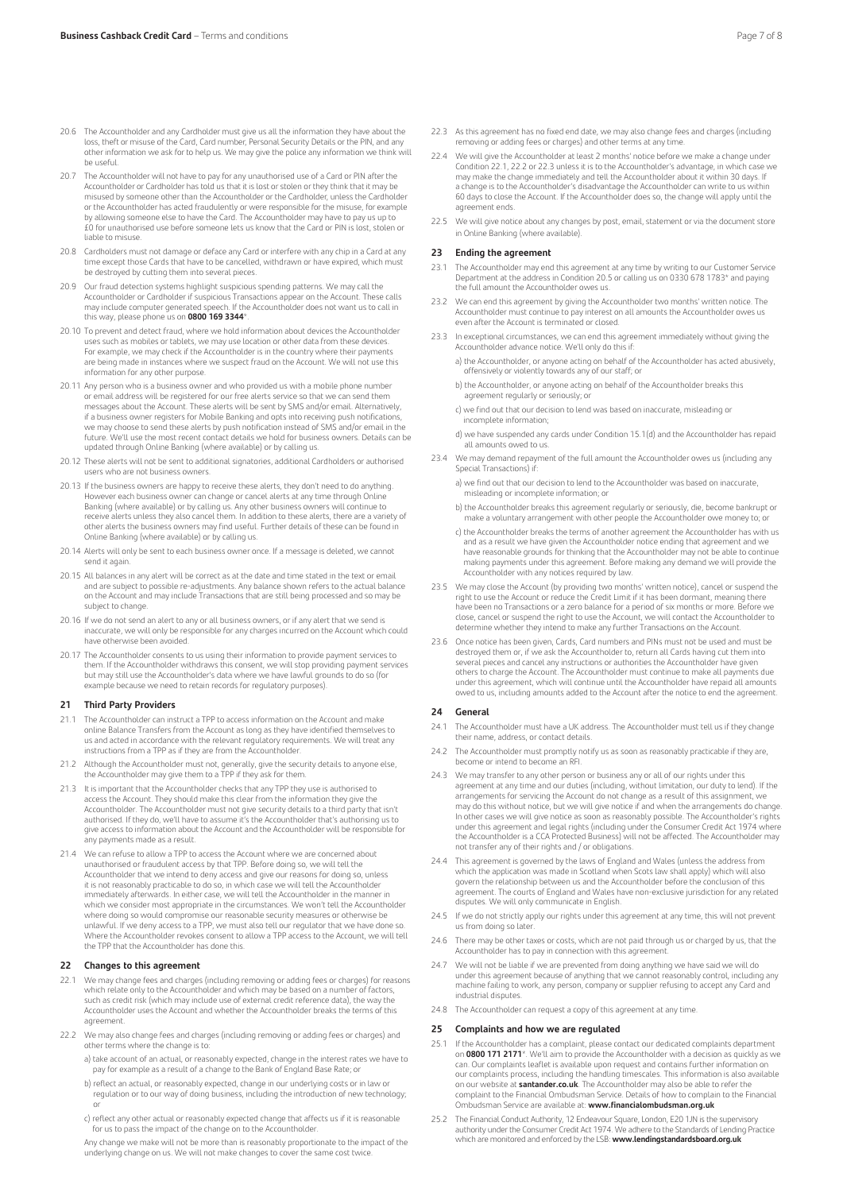20.6 The Accountholder and any Cardholder must give us all the information they have about the loss, theft or misuse of the Card, Card number, Personal Security Details or the PIN, and any other information we ask for to help us. We may give the police any information we think will be useful.

20.7 The Accountholder will not have to pay for any unauthorised use of a Card or PIN after the Accountholder or Cardholder has told us that it is lost or stolen or they think that it may be misused by someone other than the Accountholder or the Cardholder, unless the Cardholder or the Accountholder has acted fraudulently or were responsible for the misuse, for example by allowing someone else to have the Card. The Accountholder may have to pay us up to £0 for unauthorised use before someone lets us know that the Card or PIN is lost, stolen or liable to misuse.

20.8 Cardholders must not damage or deface any Card or interfere with any chip in a Card at any time except those Cards that have to be cancelled, withdrawn or have expired, which must be destroyed by cutting them into several pieces.

20.9 Our fraud detection systems highlight suspicious spending patterns. We may call the Accountholder or Cardholder if suspicious Transactions appear on the Account. These calls may include computer generated speech. If the Accountholder does not want us to call in this way, please phone us on **0800 169 3344***.

20.10 To prevent and detect fraud, where we hold information about devices the Accountholder uses such as mobiles or tablets, we may use location or other data from these devices. For example, we may check if the Accountholder is in the country where their payments are being made in instances where we suspect fraud on the Account. We will not use this information for any other purpose.

20.11 Any person who is a business owner and who provided us with a mobile phone number or email address will be registered for our free alerts service so that we can send them messages about the Account. These alerts will be sent by SMS and/or email. Alternatively, if a business owner registers for Mobile Banking and opts into receiving push notifications, we may choose to send these alerts by push notification instead of SMS and/or email in the future. We'll use the most recent contact details we hold for business owners. Details can be updated through Online Banking (where available) or by calling us.

20.12 These alerts will not be sent to additional signatories, additional Cardholders or authorised users who are not business owners.

20.13 If the business owners are happy to receive these alerts, they don't need to do anything. However each business owner can change or cancel alerts at any time through Online Banking (where available) or by calling us. Any other business owners will continue to receive alerts unless they also cancel them. In addition to these alerts, there are a variety of other alerts the business owners may find useful. Further details of these can be found in Online Banking (where available) or by calling us.

20.14 Alerts will only be sent to each business owner once. If a message is deleted, we cannot send it again.

20.15 All balances in any alert will be correct as at the date and time stated in the text or email and are subject to possible re-adjustments. Any balance shown refers to the actual balance on the Account and may include Transactions that are still being processed and so may be subject to change.

20.16 If we do not send an alert to any or all business owners, or if any alert that we send is inaccurate, we will only be responsible for any charges incurred on the Account which could have otherwise been avoided.

20.17 The Accountholder consents to us using their information to provide payment services to them. If the Accountholder withdraws this consent, we will stop providing payment services but may still use the Accountholder's data where we have lawful grounds to do so (for example because we need to retain records for regulatory purposes).

## 21 Third Party Providers

21.1 The Accountholder can instruct a TPP to access information on the Account and make online Balance Transfers from the Account as long as they have identified themselves to us and acted in accordance with the relevant regulatory requirements. We will treat any instructions from a TPP as if they are from the Accountholder.

21.2 Although the Accountholder must not, generally, give the security details to anyone else, the Accountholder may give them to a TPP if they ask for them.

21.3 It is important that the Accountholder checks that any TPP they use is authorised to access the Account. They should make this clear from the information they give the Accountholder. The Accountholder must not give security details to a third party that isn't authorised. If they do, we'll have to assume it's the Accountholder that's authorising us to give access to information about the Account and the Accountholder will be responsible for any payments made as a result.

21.4 We can refuse to allow a TPP to access the Account where we are concerned about unauthorised or fraudulent access by that TPP. Before doing so, we will tell the Accountholder that we intend to deny access and give our reasons for doing so, unless it is not reasonably practicable to do so, in which case we will tell the Accountholder immediately afterwards. In either case, we will tell the Accountholder in the manner in which we consider most appropriate in the circumstances. We won't tell the Accountholder where doing so would compromise our reasonable security measures or otherwise be unlawful. If we deny access to a TPP, we must also tell our regulator that we have done so. Where the Accountholder revokes consent to allow a TPP access to the Account, we will tell the TPP that the Accountholder has done this.

## 22 Changes to this agreement

22.1 We may change fees and charges (including removing or adding fees or charges) for reasons which relate only to the Accountholder and which may be based on a number of factors, such as credit risk (which may include use of external credit reference data), the way the Accountholder uses the Account and whether the Accountholder breaks the terms of this agreement.

22.2 We may also change fees and charges (including removing or adding fees or charges) and other terms where the change is to:

a) take account of an actual, or reasonably expected, change in the interest rates we have to pay for example as a result of a change to the Bank of England Base Rate; or

b) reflect an actual, or reasonably expected, change in our underlying costs or in law or regulation or to our way of doing business, including the introduction of new technology; or

c) reflect any other actual or reasonably expected change that affects us if it is reasonable for us to pass the impact of the change on to the Accountholder.

Any change we make will not be more than is reasonably proportionate to the impact of the underlying change on us. We will not make changes to cover the same cost twice.

22.3 As this agreement has no fixed end date, we may also change fees and charges (including removing or adding fees or charges) and other terms at any time.

22.4 We will give the Accountholder at least 2 months' notice before we make a change under Condition 22.1, 22.2 or 22.3 unless it is to the Accountholder's advantage, in which case we may make the change immediately and tell the Accountholder about it within 30 days. If a change is to the Accountholder's disadvantage the Accountholder can write to us within 60 days to close the Account. If the Accountholder does so, the change will apply until the agreement ends.

22.5 We will give notice about any changes by post, email, statement or via the document store in Online Banking (where available).

## 23 Ending the agreement

23.1 The Accountholder may end this agreement at any time by writing to our Customer Service Department at the address in Condition 20.5 or calling us on 0330 678 1783* and paying the full amount the Accountholder owes us.

23.2 We can end this agreement by giving the Accountholder two months' written notice. The Accountholder must continue to pay interest on all amounts the Accountholder owes us even after the Account is terminated or closed.

23.3 In exceptional circumstances, we can end this agreement immediately without giving the Accountholder advance notice. We'll only do this if:

a) the Accountholder, or anyone acting on behalf of the Accountholder has acted abusively, offensively or violently towards any of our staff; or

b) the Accountholder, or anyone acting on behalf of the Accountholder breaks this agreement regularly or seriously; or

c) we find out that our decision to lend was based on inaccurate, misleading or incomplete information;

d) we have suspended any cards under Condition 15.1(d) and the Accountholder has repaid all amounts owed to us.

23.4 We may demand repayment of the full amount the Accountholder owes us (including any Special Transactions) if:

a) we find out that our decision to lend to the Accountholder was based on inaccurate, misleading or incomplete information; or

b) the Accountholder breaks this agreement regularly or seriously, die, become bankrupt or make a voluntary arrangement with other people the Accountholder owe money to; or

c) the Accountholder breaks the terms of another agreement the Accountholder has with us and as a result we have given the Accountholder notice ending that agreement and we have reasonable grounds for thinking that the Accountholder may not be able to continue making payments under this agreement. Before making any demand we will provide the Accountholder with any notices required by law.

23.5 We may close the Account (by providing two months' written notice), cancel or suspend the right to use the Account or reduce the Credit Limit if it has been dormant, meaning there have been no Transactions or a zero balance for a period of six months or more. Before we close, cancel or suspend the right to use the Account, we will contact the Accountholder to determine whether they intend to make any further Transactions on the Account.

23.6 Once notice has been given, Cards, Card numbers and PINs must not be used and must be destroyed them or, if we ask the Accountholder to, return all Cards having cut them into several pieces and cancel any instructions or authorities the Accountholder have given others to charge the Account. The Accountholder must continue to make all payments due under this agreement, which will continue until the Accountholder have repaid all amounts owed to us, including amounts added to the Account after the notice to end the agreement.

## 24 General

24.1 The Accountholder must have a UK address. The Accountholder must tell us if they change their name, address, or contact details.

24.2 The Accountholder must promptly notify us as soon as reasonably practicable if they are, become or intend to become an RFI.

24.3 We may transfer to any other person or business any or all of our rights under this agreement at any time and our duties (including, without limitation, our duty to lend). If the arrangements for servicing the Account do not change as a result of this assignment, we may do this without notice, but we will give notice if and when the arrangements do change. In other cases we will give notice as soon as reasonably possible. The Accountholder's rights under this agreement and legal rights (including under the Consumer Credit Act 1974 where the Accountholder is a CCA Protected Business) will not be affected. The Accountholder may not transfer any of their rights and / or obligations.

24.4 This agreement is governed by the laws of England and Wales (unless the address from which the application was made in Scotland when Scots law shall apply) which will also govern the relationship between us and the Accountholder before the conclusion of this agreement. The courts of England and Wales have non-exclusive jurisdiction for any related disputes. We will only communicate in English.

24.5 If we do not strictly apply our rights under this agreement at any time, this will not prevent us from doing so later.

24.6 There may be other taxes or costs, which are not paid through us or charged by us, that the Accountholder has to pay in connection with this agreement.

24.7 We will not be liable if we are prevented from doing anything we have said we will do under this agreement because of anything that we cannot reasonably control, including any machine failing to work, any person, company or supplier refusing to accept any Card and industrial disputes.

24.8 The Accountholder can request a copy of this agreement at any time.

## 25 Complaints and how we are regulated

25.1 If the Accountholder has a complaint, please contact our dedicated complaints department on **0800 171 2171***. We'll aim to provide the Accountholder with a decision as quickly as we can. Our complaints leaflet is available upon request and contains further information on our complaints process, including the handling timescales. This information is also available on our website at **santander.co.uk**. The Accountholder may also be able to refer the complaint to the Financial Ombudsman Service. Details of how to complain to the Financial Ombudsman Service are available at: **www.financialombudsman.org.uk**

25.2 The Financial Conduct Authority, 12 Endeavour Square, London, E20 1JN is the supervisory authority under the Consumer Credit Act 1974. We adhere to the Standards of Lending Practice which are monitored and enforced by the LSB: **www.lendingstandardsboard.org.uk**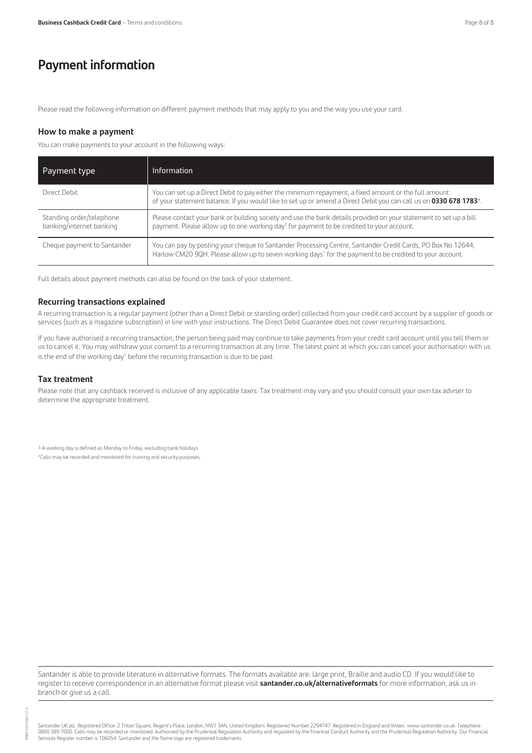# Payment information

Please read the following information on different payment methods that may apply to you and the way you use your card.

### How to make a payment

You can make payments to your account in the following ways:

| Payment type | Information |
|---|---|
| Direct Debit | You can set up a Direct Debit to pay either the minimum repayment, a fixed amount or the full amount of your statement balance. If you would like to set up or amend a Direct Debit you can call us on **0330 678 1783***. |
| Standing order/telephone banking/internet banking | Please contact your bank or building society and use the bank details provided on your statement to set up a bill payment. Please allow up to one working day[1] for payment to be credited to your account. |
| Cheque payment to Santander | You can pay by posting your cheque to Santander Processing Centre, Santander Credit Cards, PO Box No 12644, Harlow CM20 9QH. Please allow up to seven working days[1] for the payment to be credited to your account. |

Full details about payment methods can also be found on the back of your statement.

### Recurring transactions explained

A recurring transaction is a regular payment (other than a Direct Debit or standing order) collected from your credit card account by a supplier of goods or services (such as a magazine subscription) in line with your instructions. The Direct Debit Guarantee does not cover recurring transactions.

If you have authorised a recurring transaction, the person being paid may continue to take payments from your credit card account until you tell them or us to cancel it. You may withdraw your consent to a recurring transaction at any time. The latest point at which you can cancel your authorisation with us is the end of the working day[1] before the recurring transaction is due to be paid.

### Tax treatment

Please note that any cashback received is inclusive of any applicable taxes. Tax treatment may vary and you should consult your own tax adviser to determine the appropriate treatment.

1 A working day is defined as Monday to Friday, excluding bank holidays.

*Calls may be recorded and monitored for training and security purposes.

Santander is able to provide literature in alternative formats. The formats available are: large print, Braille and audio CD. If you would like to register to receive correspondence in an alternative format please visit **santander.co.uk/alternativeformats** for more information, ask us in branch or give us a call.

Santander UK plc. Registered Office: 2 Triton Square, Regent's Place, London, NW1 3AN, United Kingdom. Registered Number 2294747. Registered in England and Wales. www.santander.co.uk. Telephone 0800 389 7000. Calls may be recorded or monitored. Authorised by the Prudential Regulation Authority and regulated by the Financial Conduct Authority and the Prudential Regulation Authority. Our Financial Services Register number is 106054. Santander and the flame logo are registered trademarks.

AN89 0353 MAY 22 H